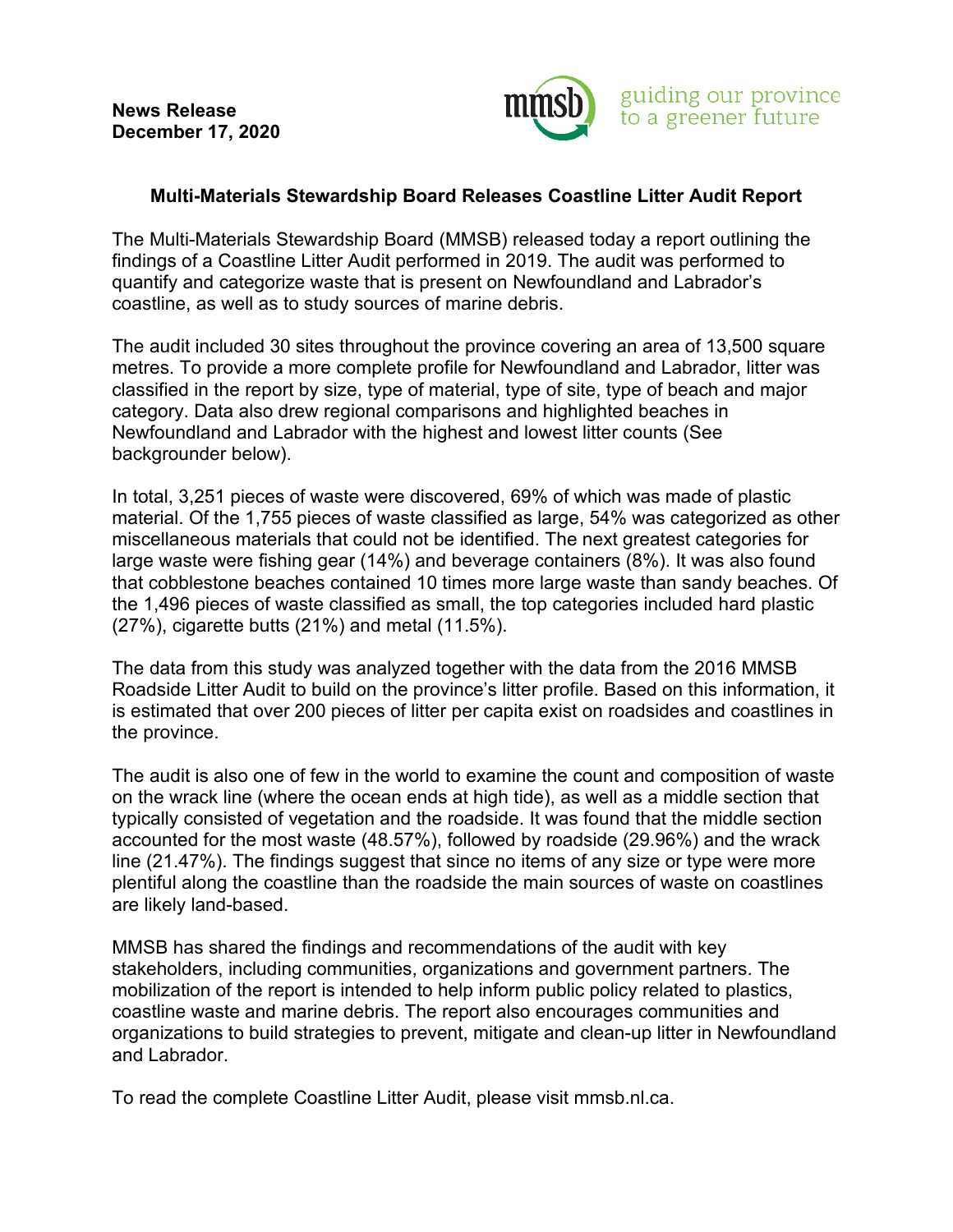**News Release**
**December 17, 2020**

mmsb guiding our province to a greener future

### Multi-Materials Stewardship Board Releases Coastline Litter Audit Report

The Multi-Materials Stewardship Board (MMSB) released today a report outlining the findings of a Coastline Litter Audit performed in 2019. The audit was performed to quantify and categorize waste that is present on Newfoundland and Labrador's coastline, as well as to study sources of marine debris.

The audit included 30 sites throughout the province covering an area of 13,500 square metres. To provide a more complete profile for Newfoundland and Labrador, litter was classified in the report by size, type of material, type of site, type of beach and major category. Data also drew regional comparisons and highlighted beaches in Newfoundland and Labrador with the highest and lowest litter counts (See backgrounder below).

In total, 3,251 pieces of waste were discovered, 69% of which was made of plastic material. Of the 1,755 pieces of waste classified as large, 54% was categorized as other miscellaneous materials that could not be identified. The next greatest categories for large waste were fishing gear (14%) and beverage containers (8%). It was also found that cobblestone beaches contained 10 times more large waste than sandy beaches. Of the 1,496 pieces of waste classified as small, the top categories included hard plastic (27%), cigarette butts (21%) and metal (11.5%).

The data from this study was analyzed together with the data from the 2016 MMSB Roadside Litter Audit to build on the province's litter profile. Based on this information, it is estimated that over 200 pieces of litter per capita exist on roadsides and coastlines in the province.

The audit is also one of few in the world to examine the count and composition of waste on the wrack line (where the ocean ends at high tide), as well as a middle section that typically consisted of vegetation and the roadside. It was found that the middle section accounted for the most waste (48.57%), followed by roadside (29.96%) and the wrack line (21.47%). The findings suggest that since no items of any size or type were more plentiful along the coastline than the roadside the main sources of waste on coastlines are likely land-based.

MMSB has shared the findings and recommendations of the audit with key stakeholders, including communities, organizations and government partners. The mobilization of the report is intended to help inform public policy related to plastics, coastline waste and marine debris. The report also encourages communities and organizations to build strategies to prevent, mitigate and clean-up litter in Newfoundland and Labrador.

To read the complete Coastline Litter Audit, please visit mmsb.nl.ca.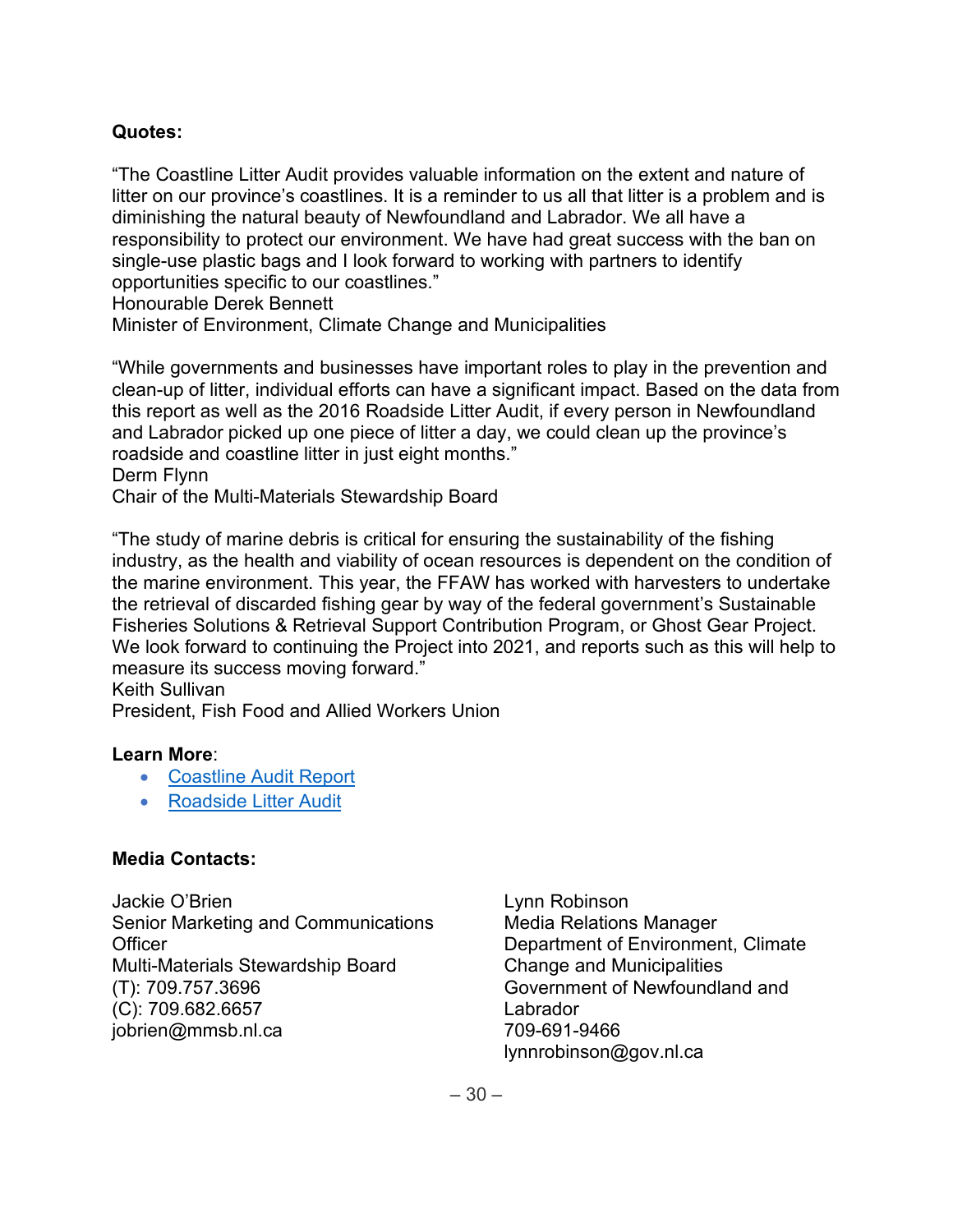**Quotes:**

"The Coastline Litter Audit provides valuable information on the extent and nature of litter on our province's coastlines. It is a reminder to us all that litter is a problem and is diminishing the natural beauty of Newfoundland and Labrador. We all have a responsibility to protect our environment. We have had great success with the ban on single-use plastic bags and I look forward to working with partners to identify opportunities specific to our coastlines."
Honourable Derek Bennett
Minister of Environment, Climate Change and Municipalities

"While governments and businesses have important roles to play in the prevention and clean-up of litter, individual efforts can have a significant impact. Based on the data from this report as well as the 2016 Roadside Litter Audit, if every person in Newfoundland and Labrador picked up one piece of litter a day, we could clean up the province's roadside and coastline litter in just eight months."
Derm Flynn
Chair of the Multi-Materials Stewardship Board

"The study of marine debris is critical for ensuring the sustainability of the fishing industry, as the health and viability of ocean resources is dependent on the condition of the marine environment. This year, the FFAW has worked with harvesters to undertake the retrieval of discarded fishing gear by way of the federal government's Sustainable Fisheries Solutions & Retrieval Support Contribution Program, or Ghost Gear Project. We look forward to continuing the Project into 2021, and reports such as this will help to measure its success moving forward."
Keith Sullivan
President, Fish Food and Allied Workers Union

**Learn More**:

- Coastline Audit Report
- Roadside Litter Audit

**Media Contacts:**

Jackie O'Brien
Senior Marketing and Communications Officer
Multi-Materials Stewardship Board
(T): 709.757.3696
(C): 709.682.6657
jobrien@mmsb.nl.ca

Lynn Robinson
Media Relations Manager
Department of Environment, Climate Change and Municipalities
Government of Newfoundland and Labrador
709-691-9466
lynnrobinson@gov.nl.ca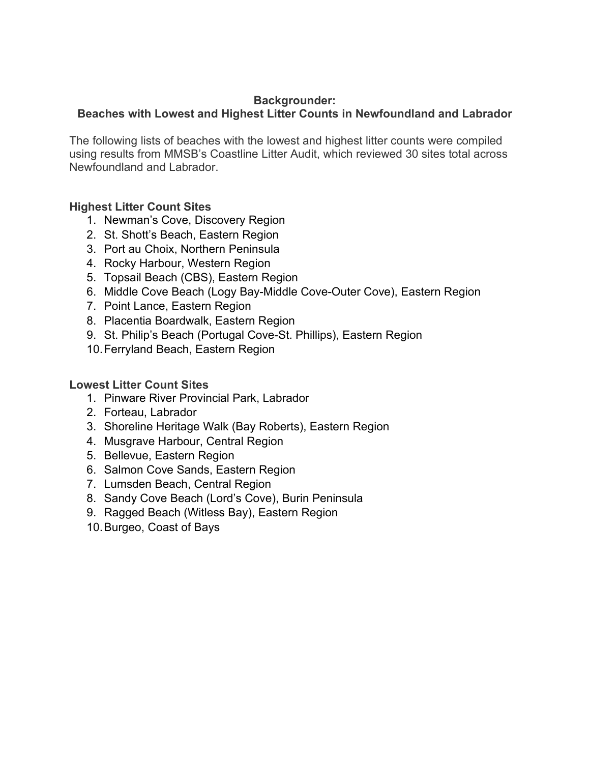# Backgrounder:
# Beaches with Lowest and Highest Litter Counts in Newfoundland and Labrador

The following lists of beaches with the lowest and highest litter counts were compiled using results from MMSB's Coastline Litter Audit, which reviewed 30 sites total across Newfoundland and Labrador.

## Highest Litter Count Sites

1. Newman's Cove, Discovery Region
2. St. Shott's Beach, Eastern Region
3. Port au Choix, Northern Peninsula
4. Rocky Harbour, Western Region
5. Topsail Beach (CBS), Eastern Region
6. Middle Cove Beach (Logy Bay-Middle Cove-Outer Cove), Eastern Region
7. Point Lance, Eastern Region
8. Placentia Boardwalk, Eastern Region
9. St. Philip's Beach (Portugal Cove-St. Phillips), Eastern Region
10. Ferryland Beach, Eastern Region

## Lowest Litter Count Sites

1. Pinware River Provincial Park, Labrador
2. Forteau, Labrador
3. Shoreline Heritage Walk (Bay Roberts), Eastern Region
4. Musgrave Harbour, Central Region
5. Bellevue, Eastern Region
6. Salmon Cove Sands, Eastern Region
7. Lumsden Beach, Central Region
8. Sandy Cove Beach (Lord's Cove), Burin Peninsula
9. Ragged Beach (Witless Bay), Eastern Region
10. Burgeo, Coast of Bays